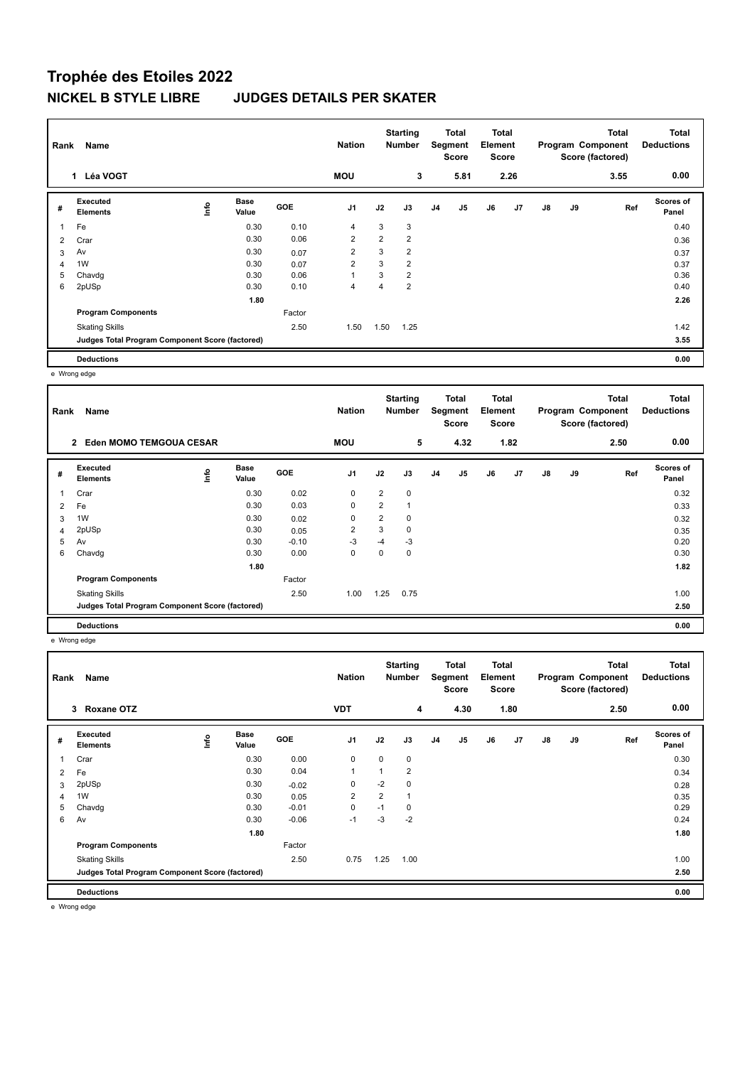# Trophée des Etoiles 2022

## NICKEL B STYLE LIBRE JUDGES DETAILS PER SKATER

| Rank | Name | Nation | Starting Number | Total Segment Score | Total Element Score | Total Program Component Score (factored) | Total Deductions |
|---|---|---|---|---|---|---|---|
| 1 | Léa VOGT | MOU | 3 | 5.81 | 2.26 | 3.55 | 0.00 |

| # | Executed Elements | Info | Base Value | GOE | J1 | J2 | J3 | J4 | J5 | J6 | J7 | J8 | J9 | Ref | Scores of Panel |
|---|---|---|---|---|---|---|---|---|---|---|---|---|---|---|---|
| 1 | Fe | | 0.30 | 0.10 | 4 | 3 | 3 | | | | | | | | 0.40 |
| 2 | Crar | | 0.30 | 0.06 | 2 | 2 | 2 | | | | | | | | 0.36 |
| 3 | Av | | 0.30 | 0.07 | 2 | 3 | 2 | | | | | | | | 0.37 |
| 4 | 1W | | 0.30 | 0.07 | 2 | 3 | 2 | | | | | | | | 0.37 |
| 5 | Chavdg | | 0.30 | 0.06 | 1 | 3 | 2 | | | | | | | | 0.36 |
| 6 | 2pUSp | | 0.30 | 0.10 | 4 | 4 | 2 | | | | | | | | 0.40 |
| | | | 1.80 | | | | | | | | | | | | 2.26 |
| | **Program Components** | | | Factor | | | | | | | | | | | |
| | Skating Skills | | | 2.50 | 1.50 | 1.50 | 1.25 | | | | | | | | 1.42 |
| | **Judges Total Program Component Score (factored)** | | | | | | | | | | | | | | 3.55 |
| | **Deductions** | | | | | | | | | | | | | | 0.00 |

e Wrong edge

| Rank | Name | Nation | Starting Number | Total Segment Score | Total Element Score | Total Program Component Score (factored) | Total Deductions |
|---|---|---|---|---|---|---|---|
| 2 | Eden MOMO TEMGOUA CESAR | MOU | 5 | 4.32 | 1.82 | 2.50 | 0.00 |

| # | Executed Elements | Info | Base Value | GOE | J1 | J2 | J3 | J4 | J5 | J6 | J7 | J8 | J9 | Ref | Scores of Panel |
|---|---|---|---|---|---|---|---|---|---|---|---|---|---|---|---|
| 1 | Crar | | 0.30 | 0.02 | 0 | 2 | 0 | | | | | | | | 0.32 |
| 2 | Fe | | 0.30 | 0.03 | 0 | 2 | 1 | | | | | | | | 0.33 |
| 3 | 1W | | 0.30 | 0.02 | 0 | 2 | 0 | | | | | | | | 0.32 |
| 4 | 2pUSp | | 0.30 | 0.05 | 2 | 3 | 0 | | | | | | | | 0.35 |
| 5 | Av | | 0.30 | -0.10 | -3 | -4 | -3 | | | | | | | | 0.20 |
| 6 | Chavdg | | 0.30 | 0.00 | 0 | 0 | 0 | | | | | | | | 0.30 |
| | | | 1.80 | | | | | | | | | | | | 1.82 |
| | **Program Components** | | | Factor | | | | | | | | | | | |
| | Skating Skills | | | 2.50 | 1.00 | 1.25 | 0.75 | | | | | | | | 1.00 |
| | **Judges Total Program Component Score (factored)** | | | | | | | | | | | | | | 2.50 |
| | **Deductions** | | | | | | | | | | | | | | 0.00 |

e Wrong edge

| Rank | Name | Nation | Starting Number | Total Segment Score | Total Element Score | Total Program Component Score (factored) | Total Deductions |
|---|---|---|---|---|---|---|---|
| 3 | Roxane OTZ | VDT | 4 | 4.30 | 1.80 | 2.50 | 0.00 |

| # | Executed Elements | Info | Base Value | GOE | J1 | J2 | J3 | J4 | J5 | J6 | J7 | J8 | J9 | Ref | Scores of Panel |
|---|---|---|---|---|---|---|---|---|---|---|---|---|---|---|---|
| 1 | Crar | | 0.30 | 0.00 | 0 | 0 | 0 | | | | | | | | 0.30 |
| 2 | Fe | | 0.30 | 0.04 | 1 | 1 | 2 | | | | | | | | 0.34 |
| 3 | 2pUSp | | 0.30 | -0.02 | 0 | -2 | 0 | | | | | | | | 0.28 |
| 4 | 1W | | 0.30 | 0.05 | 2 | 2 | 1 | | | | | | | | 0.35 |
| 5 | Chavdg | | 0.30 | -0.01 | 0 | -1 | 0 | | | | | | | | 0.29 |
| 6 | Av | | 0.30 | -0.06 | -1 | -3 | -2 | | | | | | | | 0.24 |
| | | | 1.80 | | | | | | | | | | | | 1.80 |
| | **Program Components** | | | Factor | | | | | | | | | | | |
| | Skating Skills | | | 2.50 | 0.75 | 1.25 | 1.00 | | | | | | | | 1.00 |
| | **Judges Total Program Component Score (factored)** | | | | | | | | | | | | | | 2.50 |
| | **Deductions** | | | | | | | | | | | | | | 0.00 |

e Wrong edge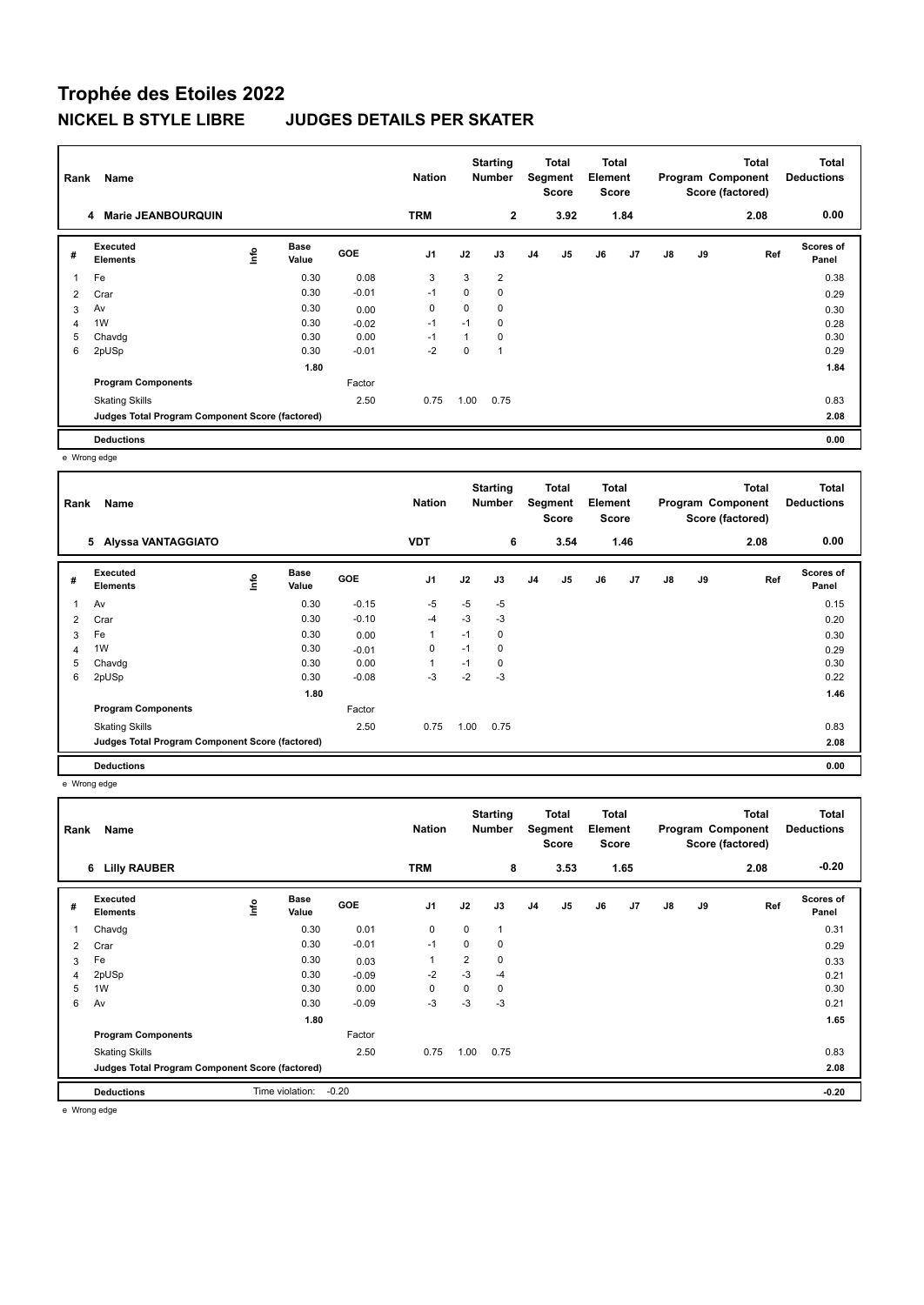# Trophée des Etoiles 2022

## NICKEL B STYLE LIBRE JUDGES DETAILS PER SKATER

| Rank | Name | Nation | Starting Number | Total Segment Score | Total Element Score | Total Program Component Score (factored) | Total Deductions |
|---|---|---|---|---|---|---|---|
| 4 | Marie JEANBOURQUIN | TRM | 2 | 3.92 | 1.84 | 2.08 | 0.00 |

| # | Executed Elements | Info | Base Value | GOE | J1 | J2 | J3 | J4 | J5 | J6 | J7 | J8 | J9 | Ref | Scores of Panel |
|---|---|---|---|---|---|---|---|---|---|---|---|---|---|---|---|
| 1 | Fe | | 0.30 | 0.08 | 3 | 3 | 2 | | | | | | | | 0.38 |
| 2 | Crar | | 0.30 | -0.01 | -1 | 0 | 0 | | | | | | | | 0.29 |
| 3 | Av | | 0.30 | 0.00 | 0 | 0 | 0 | | | | | | | | 0.30 |
| 4 | 1W | | 0.30 | -0.02 | -1 | -1 | 0 | | | | | | | | 0.28 |
| 5 | Chavdg | | 0.30 | 0.00 | -1 | 1 | 0 | | | | | | | | 0.30 |
| 6 | 2pUSp | | 0.30 | -0.01 | -2 | 0 | 1 | | | | | | | | 0.29 |
| | | | 1.80 | | | | | | | | | | | | 1.84 |
| | **Program Components** | | | Factor | | | | | | | | | | | |
| | Skating Skills | | | 2.50 | 0.75 | 1.00 | 0.75 | | | | | | | | 0.83 |
| | **Judges Total Program Component Score (factored)** | | | | | | | | | | | | | | 2.08 |
| | **Deductions** | | | | | | | | | | | | | | 0.00 |

e Wrong edge

| Rank | Name | Nation | Starting Number | Total Segment Score | Total Element Score | Total Program Component Score (factored) | Total Deductions |
|---|---|---|---|---|---|---|---|
| 5 | Alyssa VANTAGGIATO | VDT | 6 | 3.54 | 1.46 | 2.08 | 0.00 |

| # | Executed Elements | Info | Base Value | GOE | J1 | J2 | J3 | J4 | J5 | J6 | J7 | J8 | J9 | Ref | Scores of Panel |
|---|---|---|---|---|---|---|---|---|---|---|---|---|---|---|---|
| 1 | Av | | 0.30 | -0.15 | -5 | -5 | -5 | | | | | | | | 0.15 |
| 2 | Crar | | 0.30 | -0.10 | -4 | -3 | -3 | | | | | | | | 0.20 |
| 3 | Fe | | 0.30 | 0.00 | 1 | -1 | 0 | | | | | | | | 0.30 |
| 4 | 1W | | 0.30 | -0.01 | 0 | -1 | 0 | | | | | | | | 0.29 |
| 5 | Chavdg | | 0.30 | 0.00 | 1 | -1 | 0 | | | | | | | | 0.30 |
| 6 | 2pUSp | | 0.30 | -0.08 | -3 | -2 | -3 | | | | | | | | 0.22 |
| | | | 1.80 | | | | | | | | | | | | 1.46 |
| | **Program Components** | | | Factor | | | | | | | | | | | |
| | Skating Skills | | | 2.50 | 0.75 | 1.00 | 0.75 | | | | | | | | 0.83 |
| | **Judges Total Program Component Score (factored)** | | | | | | | | | | | | | | 2.08 |
| | **Deductions** | | | | | | | | | | | | | | 0.00 |

e Wrong edge

| Rank | Name | Nation | Starting Number | Total Segment Score | Total Element Score | Total Program Component Score (factored) | Total Deductions |
|---|---|---|---|---|---|---|---|
| 6 | Lilly RAUBER | TRM | 8 | 3.53 | 1.65 | 2.08 | -0.20 |

| # | Executed Elements | Info | Base Value | GOE | J1 | J2 | J3 | J4 | J5 | J6 | J7 | J8 | J9 | Ref | Scores of Panel |
|---|---|---|---|---|---|---|---|---|---|---|---|---|---|---|---|
| 1 | Chavdg | | 0.30 | 0.01 | 0 | 0 | 1 | | | | | | | | 0.31 |
| 2 | Crar | | 0.30 | -0.01 | -1 | 0 | 0 | | | | | | | | 0.29 |
| 3 | Fe | | 0.30 | 0.03 | 1 | 2 | 0 | | | | | | | | 0.33 |
| 4 | 2pUSp | | 0.30 | -0.09 | -2 | -3 | -4 | | | | | | | | 0.21 |
| 5 | 1W | | 0.30 | 0.00 | 0 | 0 | 0 | | | | | | | | 0.30 |
| 6 | Av | | 0.30 | -0.09 | -3 | -3 | -3 | | | | | | | | 0.21 |
| | | | 1.80 | | | | | | | | | | | | 1.65 |
| | **Program Components** | | | Factor | | | | | | | | | | | |
| | Skating Skills | | | 2.50 | 0.75 | 1.00 | 0.75 | | | | | | | | 0.83 |
| | **Judges Total Program Component Score (factored)** | | | | | | | | | | | | | | 2.08 |
| | **Deductions** | Time violation: | -0.20 | | | | | | | | | | | | -0.20 |

e Wrong edge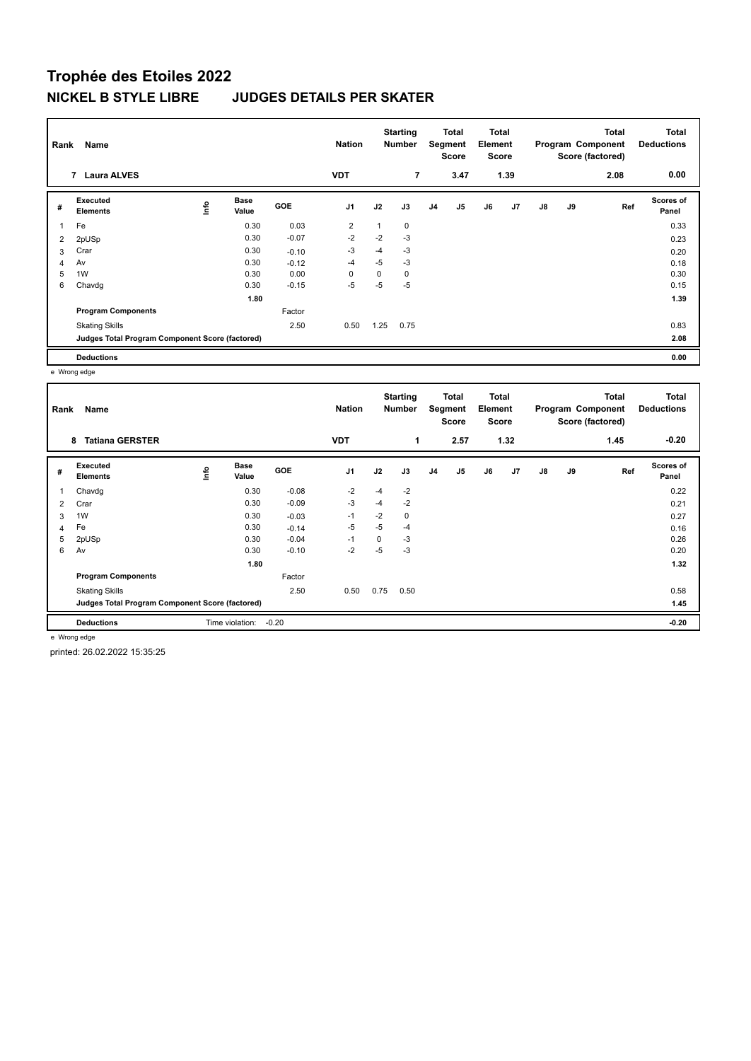# Trophée des Etoiles 2022

## NICKEL B STYLE LIBRE JUDGES DETAILS PER SKATER

| Rank | Name | Nation | Starting Number | Total Segment Score | Total Element Score | Total Program Component Score (factored) | Total Deductions |
|---|---|---|---|---|---|---|---|
| 7 | Laura ALVES | VDT | 7 | 3.47 | 1.39 | 2.08 | 0.00 |

| # | Executed Elements | Info | Base Value | GOE | J1 | J2 | J3 | J4 | J5 | J6 | J7 | J8 | J9 | Ref | Scores of Panel |
|---|---|---|---|---|---|---|---|---|---|---|---|---|---|---|---|
| 1 | Fe | | 0.30 | 0.03 | 2 | 1 | 0 | | | | | | | | 0.33 |
| 2 | 2pUSp | | 0.30 | -0.07 | -2 | -2 | -3 | | | | | | | | 0.23 |
| 3 | Crar | | 0.30 | -0.10 | -3 | -4 | -3 | | | | | | | | 0.20 |
| 4 | Av | | 0.30 | -0.12 | -4 | -5 | -3 | | | | | | | | 0.18 |
| 5 | 1W | | 0.30 | 0.00 | 0 | 0 | 0 | | | | | | | | 0.30 |
| 6 | Chavdg | | 0.30 | -0.15 | -5 | -5 | -5 | | | | | | | | 0.15 |
| | | | 1.80 | | | | | | | | | | | | 1.39 |
| | **Program Components** | | | Factor | | | | | | | | | | | |
| | Skating Skills | | | 2.50 | 0.50 | 1.25 | 0.75 | | | | | | | | 0.83 |
| | **Judges Total Program Component Score (factored)** | | | | | | | | | | | | | | 2.08 |
| | **Deductions** | | | | | | | | | | | | | | 0.00 |

e Wrong edge

| Rank | Name | Nation | Starting Number | Total Segment Score | Total Element Score | Total Program Component Score (factored) | Total Deductions |
|---|---|---|---|---|---|---|---|
| 8 | Tatiana GERSTER | VDT | 1 | 2.57 | 1.32 | 1.45 | -0.20 |

| # | Executed Elements | Info | Base Value | GOE | J1 | J2 | J3 | J4 | J5 | J6 | J7 | J8 | J9 | Ref | Scores of Panel |
|---|---|---|---|---|---|---|---|---|---|---|---|---|---|---|---|
| 1 | Chavdg | | 0.30 | -0.08 | -2 | -4 | -2 | | | | | | | | 0.22 |
| 2 | Crar | | 0.30 | -0.09 | -3 | -4 | -2 | | | | | | | | 0.21 |
| 3 | 1W | | 0.30 | -0.03 | -1 | -2 | 0 | | | | | | | | 0.27 |
| 4 | Fe | | 0.30 | -0.14 | -5 | -5 | -4 | | | | | | | | 0.16 |
| 5 | 2pUSp | | 0.30 | -0.04 | -1 | 0 | -3 | | | | | | | | 0.26 |
| 6 | Av | | 0.30 | -0.10 | -2 | -5 | -3 | | | | | | | | 0.20 |
| | | | 1.80 | | | | | | | | | | | | 1.32 |
| | **Program Components** | | | Factor | | | | | | | | | | | |
| | Skating Skills | | | 2.50 | 0.50 | 0.75 | 0.50 | | | | | | | | 0.58 |
| | **Judges Total Program Component Score (factored)** | | | | | | | | | | | | | | 1.45 |
| | **Deductions** | Time violation: | | -0.20 | | | | | | | | | | | -0.20 |

e Wrong edge

printed: 26.02.2022 15:35:25